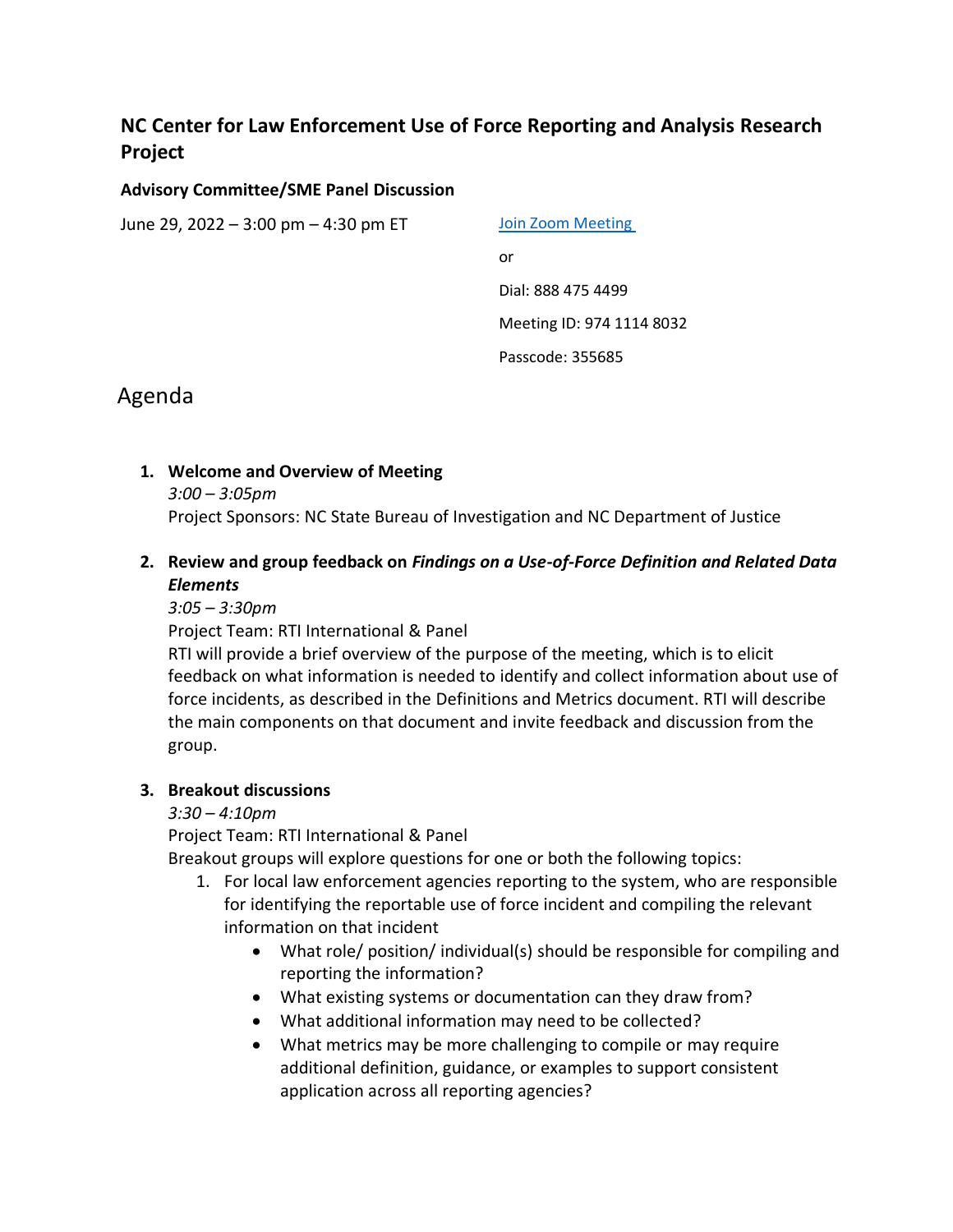# NC Center for Law Enforcement Use of Force Reporting and Analysis Research Project

### Advisory Committee/SME Panel Discussion

June 29, 2022 – 3:00 pm – 4:30 pm ET

[Join Zoom Meeting]

or

Dial: 888 475 4499

Meeting ID: 974 1114 8032

Passcode: 355685

## Agenda

1. **Welcome and Overview of Meeting**
   *3:00 – 3:05pm*
   Project Sponsors: NC State Bureau of Investigation and NC Department of Justice

2. **Review and group feedback on *Findings on a Use-of-Force Definition and Related Data Elements***
   *3:05 – 3:30pm*
   Project Team: RTI International & Panel
   RTI will provide a brief overview of the purpose of the meeting, which is to elicit feedback on what information is needed to identify and collect information about use of force incidents, as described in the Definitions and Metrics document. RTI will describe the main components on that document and invite feedback and discussion from the group.

3. **Breakout discussions**
   *3:30 – 4:10pm*
   Project Team: RTI International & Panel
   Breakout groups will explore questions for one or both the following topics:
   1. For local law enforcement agencies reporting to the system, who are responsible for identifying the reportable use of force incident and compiling the relevant information on that incident
      - What role/ position/ individual(s) should be responsible for compiling and reporting the information?
      - What existing systems or documentation can they draw from?
      - What additional information may need to be collected?
      - What metrics may be more challenging to compile or may require additional definition, guidance, or examples to support consistent application across all reporting agencies?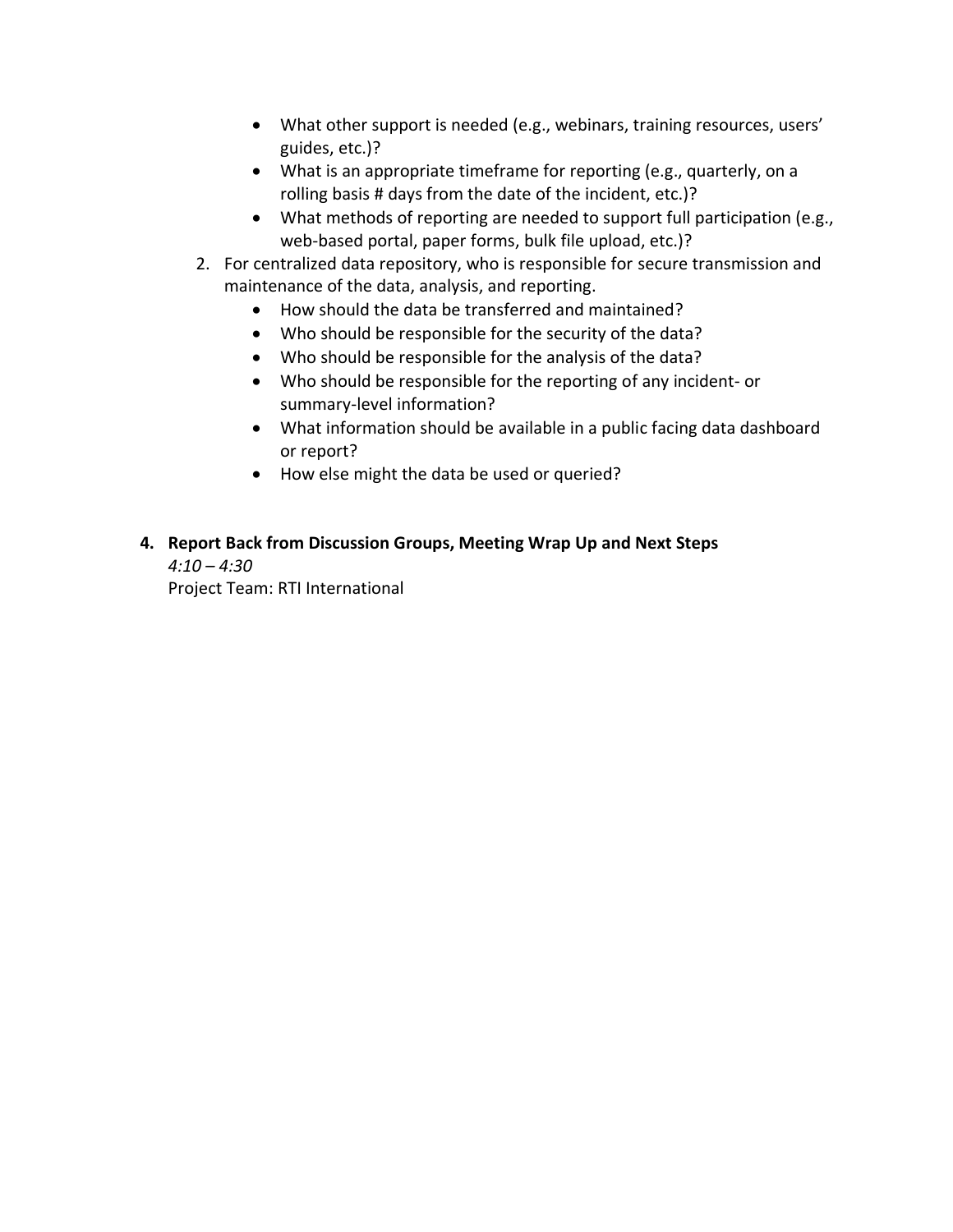- What other support is needed (e.g., webinars, training resources, users' guides, etc.)?
- What is an appropriate timeframe for reporting (e.g., quarterly, on a rolling basis # days from the date of the incident, etc.)?
- What methods of reporting are needed to support full participation (e.g., web-based portal, paper forms, bulk file upload, etc.)?

2. For centralized data repository, who is responsible for secure transmission and maintenance of the data, analysis, and reporting.
    - How should the data be transferred and maintained?
    - Who should be responsible for the security of the data?
    - Who should be responsible for the analysis of the data?
    - Who should be responsible for the reporting of any incident- or summary-level information?
    - What information should be available in a public facing data dashboard or report?
    - How else might the data be used or queried?

**4. Report Back from Discussion Groups, Meeting Wrap Up and Next Steps**

*4:10 – 4:30*

Project Team: RTI International